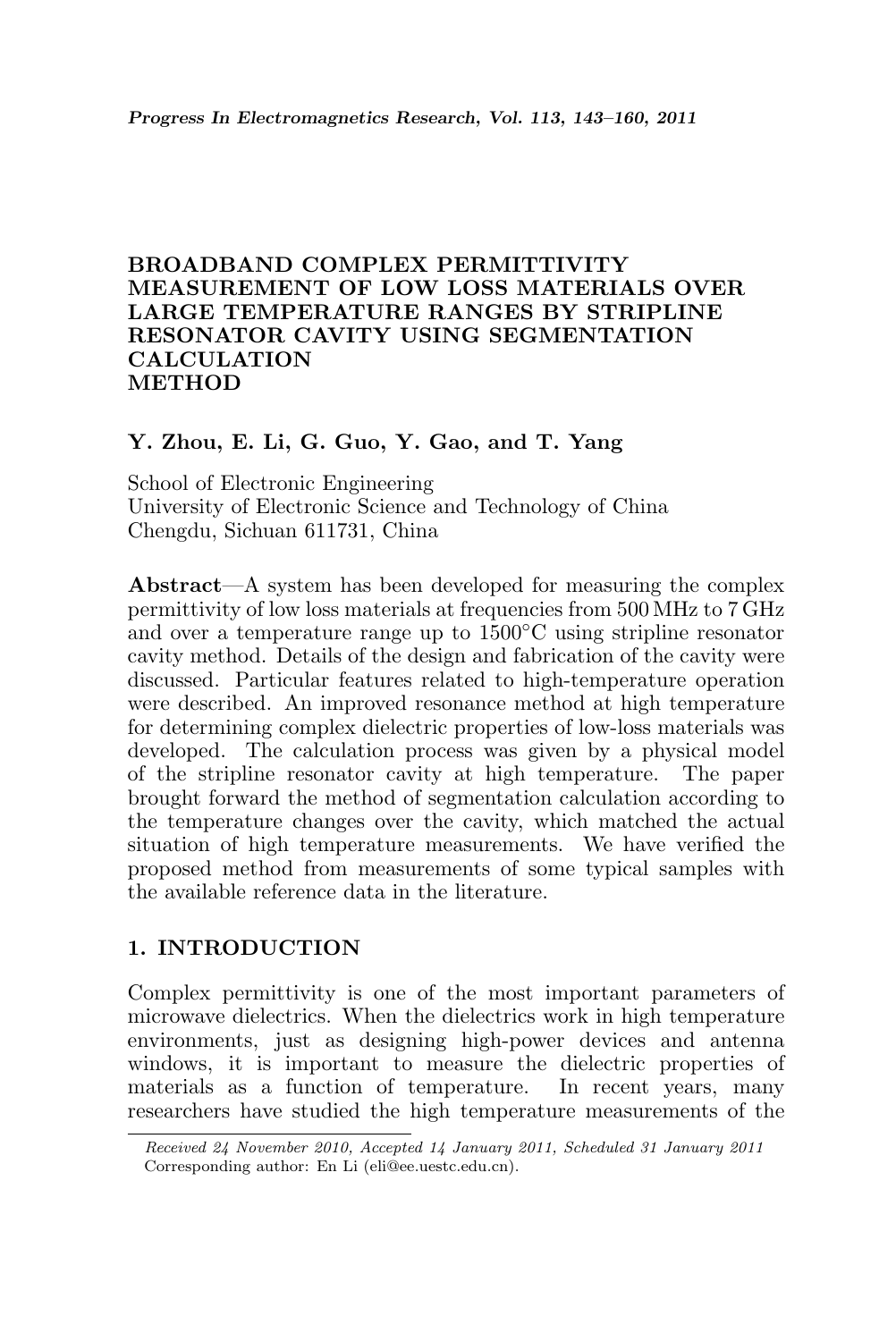# BROADBAND COMPLEX PERMITTIVITY MEASUREMENT OF LOW LOSS MATERIALS OVER LARGE TEMPERATURE RANGES BY STRIPLINE RESONATOR CAVITY USING SEGMENTATION CALCULATION METHOD

**Y. Zhou, E. Li, G. Guo, Y. Gao, and T. Yang**

School of Electronic Engineering
University of Electronic Science and Technology of China
Chengdu, Sichuan 611731, China

**Abstract**—A system has been developed for measuring the complex permittivity of low loss materials at frequencies from 500 MHz to 7 GHz and over a temperature range up to 1500°C using stripline resonator cavity method. Details of the design and fabrication of the cavity were discussed. Particular features related to high-temperature operation were described. An improved resonance method at high temperature for determining complex dielectric properties of low-loss materials was developed. The calculation process was given by a physical model of the stripline resonator cavity at high temperature. The paper brought forward the method of segmentation calculation according to the temperature changes over the cavity, which matched the actual situation of high temperature measurements. We have verified the proposed method from measurements of some typical samples with the available reference data in the literature.

## 1. INTRODUCTION

Complex permittivity is one of the most important parameters of microwave dielectrics. When the dielectrics work in high temperature environments, just as designing high-power devices and antenna windows, it is important to measure the dielectric properties of materials as a function of temperature. In recent years, many researchers have studied the high temperature measurements of the

*Received 24 November 2010, Accepted 14 January 2011, Scheduled 31 January 2011*
Corresponding author: En Li (eli@ee.uestc.edu.cn).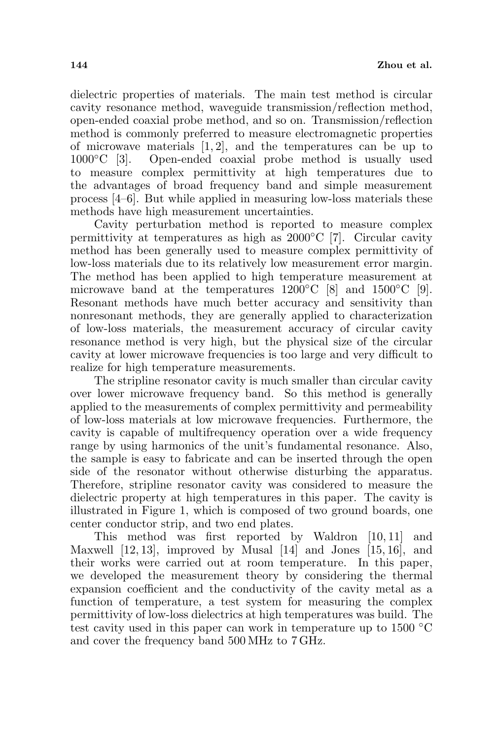dielectric properties of materials. The main test method is circular cavity resonance method, waveguide transmission/reflection method, open-ended coaxial probe method, and so on. Transmission/reflection method is commonly preferred to measure electromagnetic properties of microwave materials [1, 2], and the temperatures can be up to 1000°C [3]. Open-ended coaxial probe method is usually used to measure complex permittivity at high temperatures due to the advantages of broad frequency band and simple measurement process [4–6]. But while applied in measuring low-loss materials these methods have high measurement uncertainties.

Cavity perturbation method is reported to measure complex permittivity at temperatures as high as 2000°C [7]. Circular cavity method has been generally used to measure complex permittivity of low-loss materials due to its relatively low measurement error margin. The method has been applied to high temperature measurement at microwave band at the temperatures 1200°C [8] and 1500°C [9]. Resonant methods have much better accuracy and sensitivity than nonresonant methods, they are generally applied to characterization of low-loss materials, the measurement accuracy of circular cavity resonance method is very high, but the physical size of the circular cavity at lower microwave frequencies is too large and very difficult to realize for high temperature measurements.

The stripline resonator cavity is much smaller than circular cavity over lower microwave frequency band. So this method is generally applied to the measurements of complex permittivity and permeability of low-loss materials at low microwave frequencies. Furthermore, the cavity is capable of multifrequency operation over a wide frequency range by using harmonics of the unit's fundamental resonance. Also, the sample is easy to fabricate and can be inserted through the open side of the resonator without otherwise disturbing the apparatus. Therefore, stripline resonator cavity was considered to measure the dielectric property at high temperatures in this paper. The cavity is illustrated in Figure 1, which is composed of two ground boards, one center conductor strip, and two end plates.

This method was first reported by Waldron [10, 11] and Maxwell [12, 13], improved by Musal [14] and Jones [15, 16], and their works were carried out at room temperature. In this paper, we developed the measurement theory by considering the thermal expansion coefficient and the conductivity of the cavity metal as a function of temperature, a test system for measuring the complex permittivity of low-loss dielectrics at high temperatures was build. The test cavity used in this paper can work in temperature up to 1500 °C and cover the frequency band 500 MHz to 7 GHz.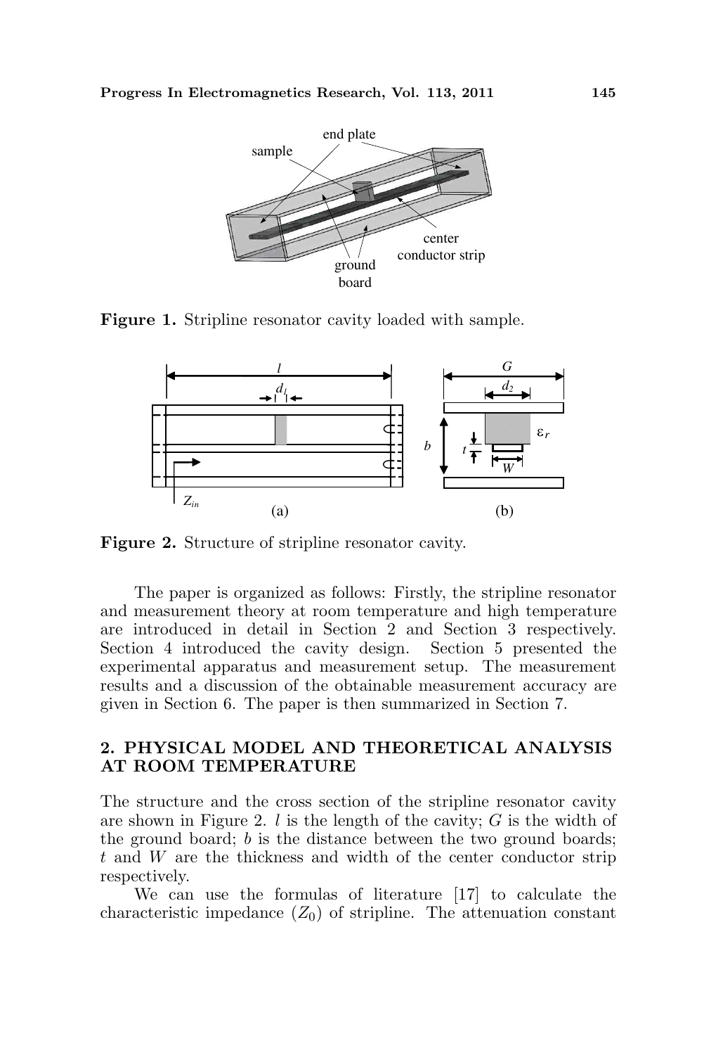**Figure 1.** Stripline resonator cavity loaded with sample.

**Figure 2.** Structure of stripline resonator cavity.

The paper is organized as follows: Firstly, the stripline resonator and measurement theory at room temperature and high temperature are introduced in detail in Section 2 and Section 3 respectively. Section 4 introduced the cavity design. Section 5 presented the experimental apparatus and measurement setup. The measurement results and a discussion of the obtainable measurement accuracy are given in Section 6. The paper is then summarized in Section 7.

## 2. PHYSICAL MODEL AND THEORETICAL ANALYSIS AT ROOM TEMPERATURE

The structure and the cross section of the stripline resonator cavity are shown in Figure 2. $l$ is the length of the cavity; $G$ is the width of the ground board; $b$ is the distance between the two ground boards; $t$ and $W$ are the thickness and width of the center conductor strip respectively.

We can use the formulas of literature [17] to calculate the characteristic impedance ($Z_0$) of stripline. The attenuation constant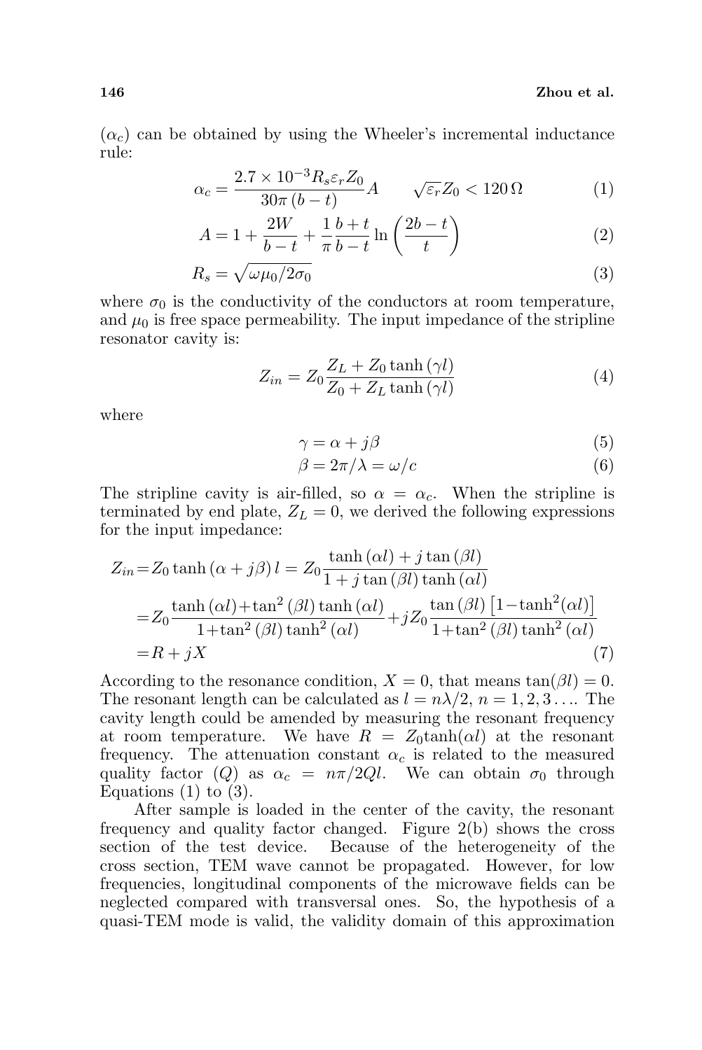($\alpha_c$) can be obtained by using the Wheeler's incremental inductance rule:

$$\alpha_c = \frac{2.7\times10^{-3} R_s \varepsilon_r Z_0}{30\pi\,(b-t)} A \qquad \sqrt{\varepsilon_r} Z_0 < 120\,\Omega \tag{1}$$

$$A = 1 + \frac{2W}{b-t} + \frac{1}{\pi}\frac{b+t}{b-t}\ln\left(\frac{2b-t}{t}\right) \tag{2}$$

$$R_s = \sqrt{\omega\mu_0/2\sigma_0} \tag{3}$$

where $\sigma_0$ is the conductivity of the conductors at room temperature, and $\mu_0$ is free space permeability. The input impedance of the stripline resonator cavity is:

$$Z_{in} = Z_0 \frac{Z_L + Z_0 \tanh(\gamma l)}{Z_0 + Z_L \tanh(\gamma l)} \tag{4}$$

where

$$\gamma = \alpha + j\beta \tag{5}$$

$$\beta = 2\pi/\lambda = \omega/c \tag{6}$$

The stripline cavity is air-filled, so $\alpha = \alpha_c$. When the stripline is terminated by end plate, $Z_L = 0$, we derived the following expressions for the input impedance:

$$\begin{aligned}
Z_{in} &= Z_0 \tanh(\alpha + j\beta)\,l = Z_0 \frac{\tanh(\alpha l) + j\tan(\beta l)}{1 + j\tan(\beta l)\tanh(\alpha l)} \\
&= Z_0 \frac{\tanh(\alpha l) + \tan^2(\beta l)\tanh(\alpha l)}{1 + \tan^2(\beta l)\tanh^2(\alpha l)} + jZ_0 \frac{\tan(\beta l)\left[1 - \tanh^2(\alpha l)\right]}{1 + \tan^2(\beta l)\tanh^2(\alpha l)} \\
&= R + jX
\end{aligned} \tag{7}$$

According to the resonance condition, $X = 0$, that means $\tan(\beta l) = 0$. The resonant length can be calculated as $l = n\lambda/2$, $n = 1, 2, 3\ldots$. The cavity length could be amended by measuring the resonant frequency at room temperature. We have $R = Z_0 \tanh(\alpha l)$ at the resonant frequency. The attenuation constant $\alpha_c$ is related to the measured quality factor ($Q$) as $\alpha_c = n\pi/2Ql$. We can obtain $\sigma_0$ through Equations (1) to (3).

After sample is loaded in the center of the cavity, the resonant frequency and quality factor changed. Figure 2(b) shows the cross section of the test device. Because of the heterogeneity of the cross section, TEM wave cannot be propagated. However, for low frequencies, longitudinal components of the microwave fields can be neglected compared with transversal ones. So, the hypothesis of a quasi-TEM mode is valid, the validity domain of this approximation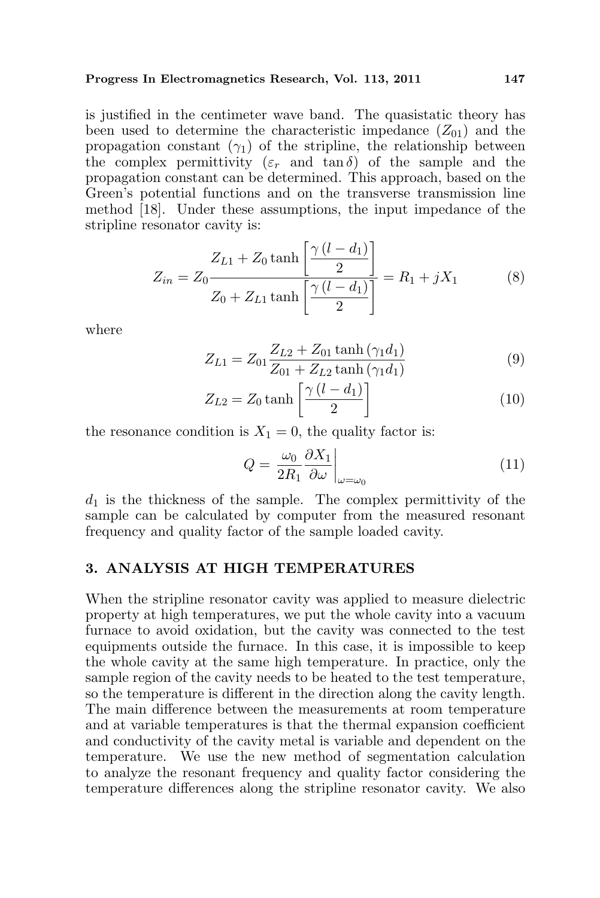is justified in the centimeter wave band. The quasistatic theory has been used to determine the characteristic impedance ($Z_{01}$) and the propagation constant ($\gamma_1$) of the stripline, the relationship between the complex permittivity ($\varepsilon_r$ and $\tan\delta$) of the sample and the propagation constant can be determined. This approach, based on the Green's potential functions and on the transverse transmission line method [18]. Under these assumptions, the input impedance of the stripline resonator cavity is:

$$Z_{in} = Z_0 \frac{Z_{L1} + Z_0 \tanh\left[\frac{\gamma(l-d_1)}{2}\right]}{Z_0 + Z_{L1} \tanh\left[\frac{\gamma(l-d_1)}{2}\right]} = R_1 + jX_1 \tag{8}$$

where

$$Z_{L1} = Z_{01} \frac{Z_{L2} + Z_{01} \tanh(\gamma_1 d_1)}{Z_{01} + Z_{L2} \tanh(\gamma_1 d_1)} \tag{9}$$

$$Z_{L2} = Z_0 \tanh\left[\frac{\gamma(l-d_1)}{2}\right] \tag{10}$$

the resonance condition is $X_1 = 0$, the quality factor is:

$$Q = \left.\frac{\omega_0}{2R_1} \frac{\partial X_1}{\partial \omega}\right|_{\omega=\omega_0} \tag{11}$$

$d_1$ is the thickness of the sample. The complex permittivity of the sample can be calculated by computer from the measured resonant frequency and quality factor of the sample loaded cavity.

## 3. ANALYSIS AT HIGH TEMPERATURES

When the stripline resonator cavity was applied to measure dielectric property at high temperatures, we put the whole cavity into a vacuum furnace to avoid oxidation, but the cavity was connected to the test equipments outside the furnace. In this case, it is impossible to keep the whole cavity at the same high temperature. In practice, only the sample region of the cavity needs to be heated to the test temperature, so the temperature is different in the direction along the cavity length. The main difference between the measurements at room temperature and at variable temperatures is that the thermal expansion coefficient and conductivity of the cavity metal is variable and dependent on the temperature. We use the new method of segmentation calculation to analyze the resonant frequency and quality factor considering the temperature differences along the stripline resonator cavity. We also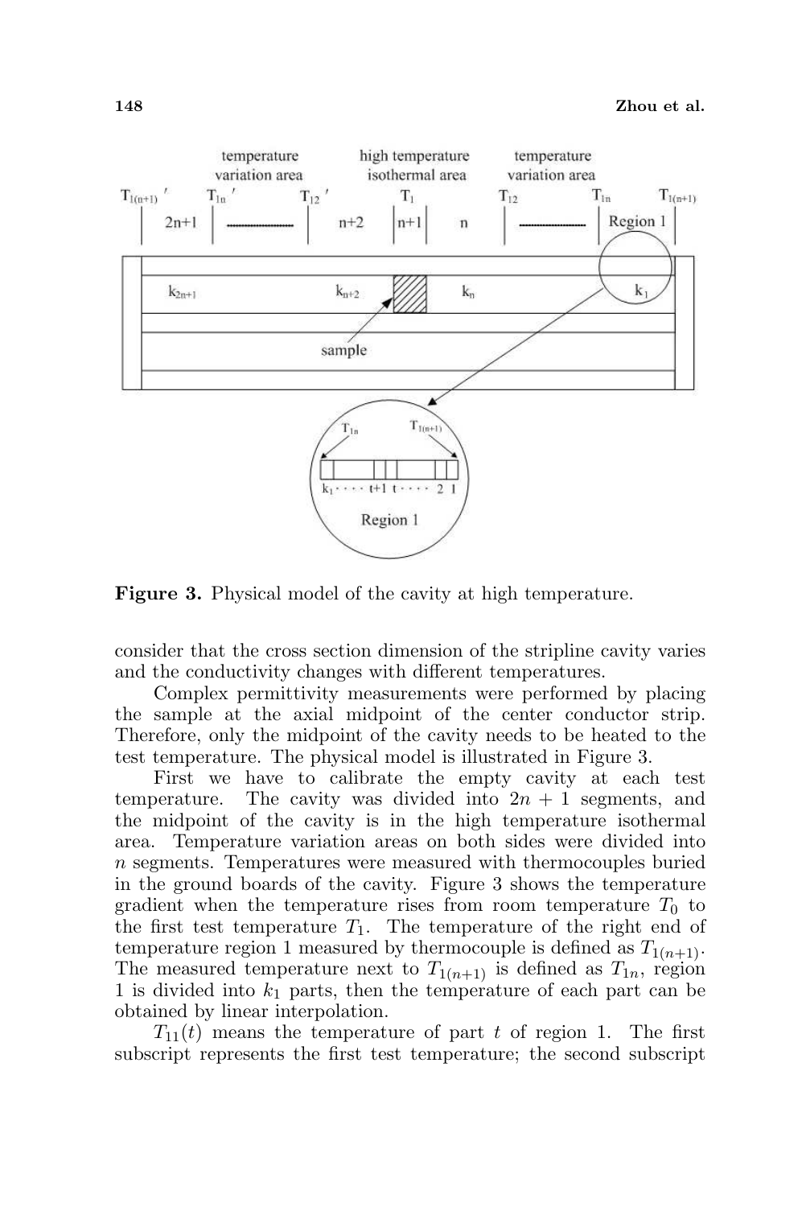**Figure 3.** Physical model of the cavity at high temperature.

consider that the cross section dimension of the stripline cavity varies and the conductivity changes with different temperatures.

Complex permittivity measurements were performed by placing the sample at the axial midpoint of the center conductor strip. Therefore, only the midpoint of the cavity needs to be heated to the test temperature. The physical model is illustrated in Figure 3.

First we have to calibrate the empty cavity at each test temperature. The cavity was divided into $2n + 1$ segments, and the midpoint of the cavity is in the high temperature isothermal area. Temperature variation areas on both sides were divided into $n$ segments. Temperatures were measured with thermocouples buried in the ground boards of the cavity. Figure 3 shows the temperature gradient when the temperature rises from room temperature $T_0$ to the first test temperature $T_1$. The temperature of the right end of temperature region 1 measured by thermocouple is defined as $T_{1(n+1)}$. The measured temperature next to $T_{1(n+1)}$ is defined as $T_{1n}$, region 1 is divided into $k_1$ parts, then the temperature of each part can be obtained by linear interpolation.

$T_{11}(t)$ means the temperature of part $t$ of region 1. The first subscript represents the first test temperature; the second subscript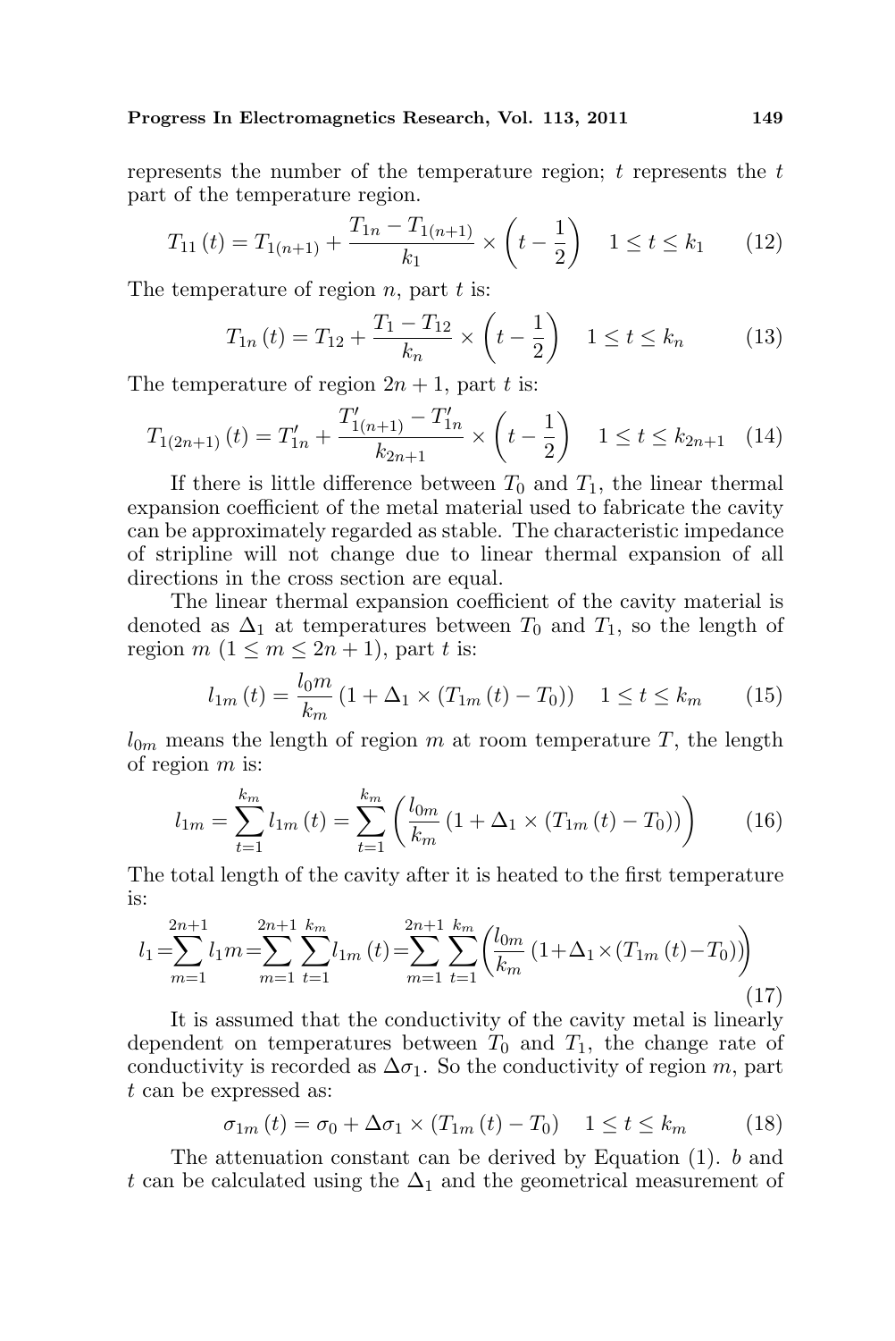represents the number of the temperature region; $t$ represents the $t$ part of the temperature region.

$$T_{11}(t) = T_{1(n+1)} + \frac{T_{1n} - T_{1(n+1)}}{k_1} \times \left(t - \frac{1}{2}\right) \quad 1 \leq t \leq k_1 \tag{12}$$

The temperature of region $n$, part $t$ is:

$$T_{1n}(t) = T_{12} + \frac{T_1 - T_{12}}{k_n} \times \left(t - \frac{1}{2}\right) \quad 1 \leq t \leq k_n \tag{13}$$

The temperature of region $2n + 1$, part $t$ is:

$$T_{1(2n+1)}(t) = T'_{1n} + \frac{T'_{1(n+1)} - T'_{1n}}{k_{2n+1}} \times \left(t - \frac{1}{2}\right) \quad 1 \leq t \leq k_{2n+1} \tag{14}$$

If there is little difference between $T_0$ and $T_1$, the linear thermal expansion coefficient of the metal material used to fabricate the cavity can be approximately regarded as stable. The characteristic impedance of stripline will not change due to linear thermal expansion of all directions in the cross section are equal.

The linear thermal expansion coefficient of the cavity material is denoted as $\Delta_1$ at temperatures between $T_0$ and $T_1$, so the length of region $m$ $(1 \leq m \leq 2n + 1)$, part $t$ is:

$$l_{1m}(t) = \frac{l_0 m}{k_m}\left(1 + \Delta_1 \times (T_{1m}(t) - T_0)\right) \quad 1 \leq t \leq k_m \tag{15}$$

$l_{0m}$ means the length of region $m$ at room temperature $T$, the length of region $m$ is:

$$l_{1m} = \sum_{t=1}^{k_m} l_{1m}(t) = \sum_{t=1}^{k_m} \left( \frac{l_{0m}}{k_m}\left(1 + \Delta_1 \times (T_{1m}(t) - T_0)\right) \right) \tag{16}$$

The total length of the cavity after it is heated to the first temperature is:

$$l_1 = \sum_{m=1}^{2n+1} l_1 m = \sum_{m=1}^{2n+1} \sum_{t=1}^{k_m} l_{1m}(t) = \sum_{m=1}^{2n+1} \sum_{t=1}^{k_m} \left( \frac{l_{0m}}{k_m}\left(1 + \Delta_1 \times (T_{1m}(t) - T_0)\right) \right) \tag{17}$$

It is assumed that the conductivity of the cavity metal is linearly dependent on temperatures between $T_0$ and $T_1$, the change rate of conductivity is recorded as $\Delta\sigma_1$. So the conductivity of region $m$, part $t$ can be expressed as:

$$\sigma_{1m}(t) = \sigma_0 + \Delta\sigma_1 \times (T_{1m}(t) - T_0) \quad 1 \leq t \leq k_m \tag{18}$$

The attenuation constant can be derived by Equation (1). $b$ and $t$ can be calculated using the $\Delta_1$ and the geometrical measurement of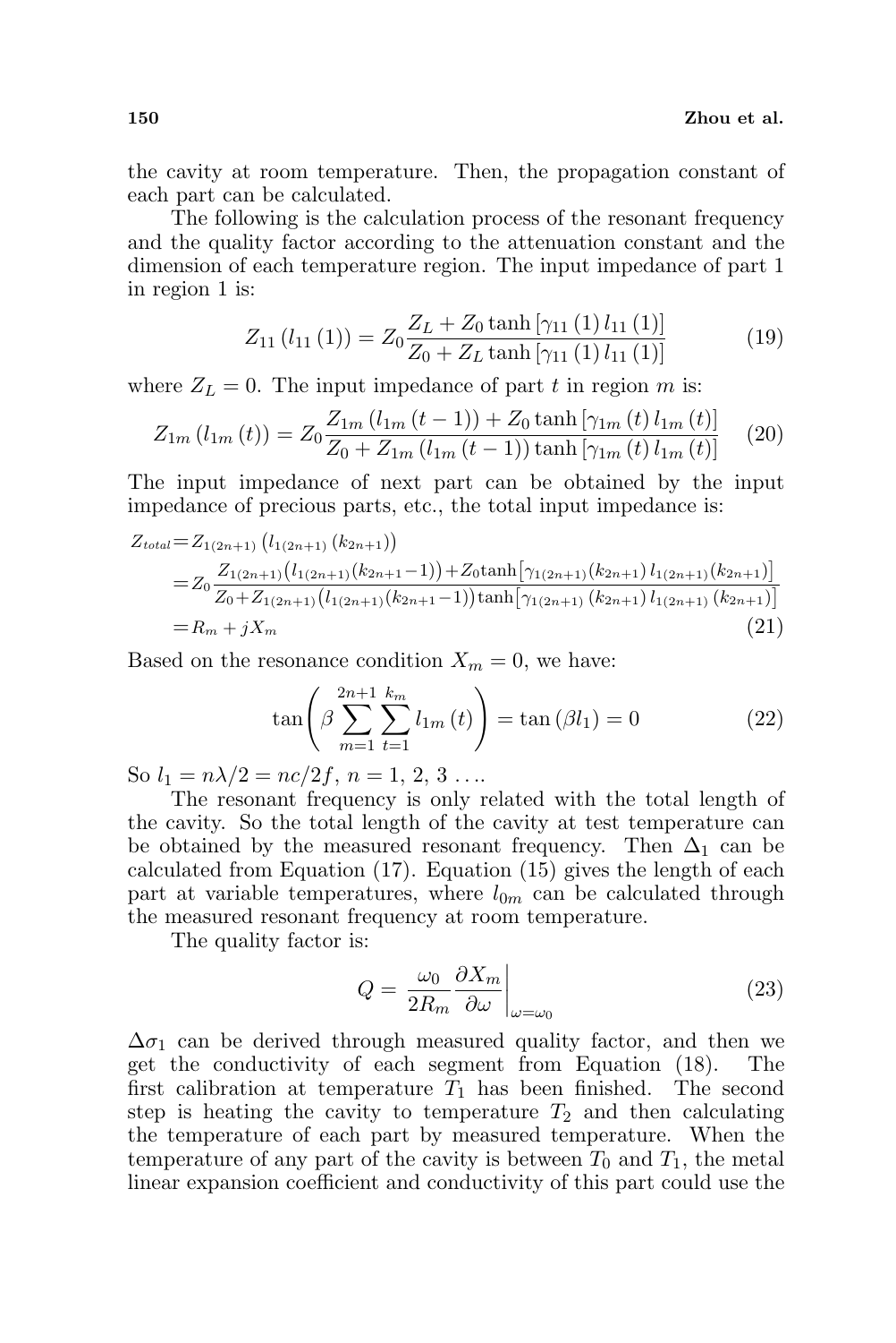the cavity at room temperature. Then, the propagation constant of each part can be calculated.

The following is the calculation process of the resonant frequency and the quality factor according to the attenuation constant and the dimension of each temperature region. The input impedance of part 1 in region 1 is:

$$Z_{11}\left(l_{11}\left(1\right)\right) = Z_0 \frac{Z_L + Z_0 \tanh\left[\gamma_{11}\left(1\right) l_{11}\left(1\right)\right]}{Z_0 + Z_L \tanh\left[\gamma_{11}\left(1\right) l_{11}\left(1\right)\right]} \tag{19}$$

where $Z_L = 0$. The input impedance of part $t$ in region $m$ is:

$$Z_{1m}\left(l_{1m}\left(t\right)\right) = Z_0 \frac{Z_{1m}\left(l_{1m}\left(t-1\right)\right) + Z_0 \tanh\left[\gamma_{1m}\left(t\right) l_{1m}\left(t\right)\right]}{Z_0 + Z_{1m}\left(l_{1m}\left(t-1\right)\right) \tanh\left[\gamma_{1m}\left(t\right) l_{1m}\left(t\right)\right]} \tag{20}$$

The input impedance of next part can be obtained by the input impedance of precious parts, etc., the total input impedance is:

$$\begin{aligned} Z_{total} &= Z_{1(2n+1)}\left(l_{1(2n+1)}\left(k_{2n+1}\right)\right) \\ &= Z_0 \frac{Z_{1(2n+1)}\left(l_{1(2n+1)}\left(k_{2n+1}-1\right)\right) + Z_0 \tanh\left[\gamma_{1(2n+1)}\left(k_{2n+1}\right) l_{1(2n+1)}\left(k_{2n+1}\right)\right]}{Z_0 + Z_{1(2n+1)}\left(l_{1(2n+1)}\left(k_{2n+1}-1\right)\right) \tanh\left[\gamma_{1(2n+1)}\left(k_{2n+1}\right) l_{1(2n+1)}\left(k_{2n+1}\right)\right]} \\ &= R_m + jX_m \end{aligned} \tag{21}$$

Based on the resonance condition $X_m = 0$, we have:

$$\tan\left(\beta \sum_{m=1}^{2n+1} \sum_{t=1}^{k_m} l_{1m}\left(t\right)\right) = \tan\left(\beta l_1\right) = 0 \tag{22}$$

So $l_1 = n\lambda/2 = nc/2f$, $n = 1, 2, 3 \ldots$.

The resonant frequency is only related with the total length of the cavity. So the total length of the cavity at test temperature can be obtained by the measured resonant frequency. Then $\Delta_1$ can be calculated from Equation (17). Equation (15) gives the length of each part at variable temperatures, where $l_{0m}$ can be calculated through the measured resonant frequency at room temperature.

The quality factor is:

$$Q = \left.\frac{\omega_0}{2R_m} \frac{\partial X_m}{\partial \omega}\right|_{\omega=\omega_0} \tag{23}$$

$\Delta\sigma_1$ can be derived through measured quality factor, and then we get the conductivity of each segment from Equation (18). The first calibration at temperature $T_1$ has been finished. The second step is heating the cavity to temperature $T_2$ and then calculating the temperature of each part by measured temperature. When the temperature of any part of the cavity is between $T_0$ and $T_1$, the metal linear expansion coefficient and conductivity of this part could use the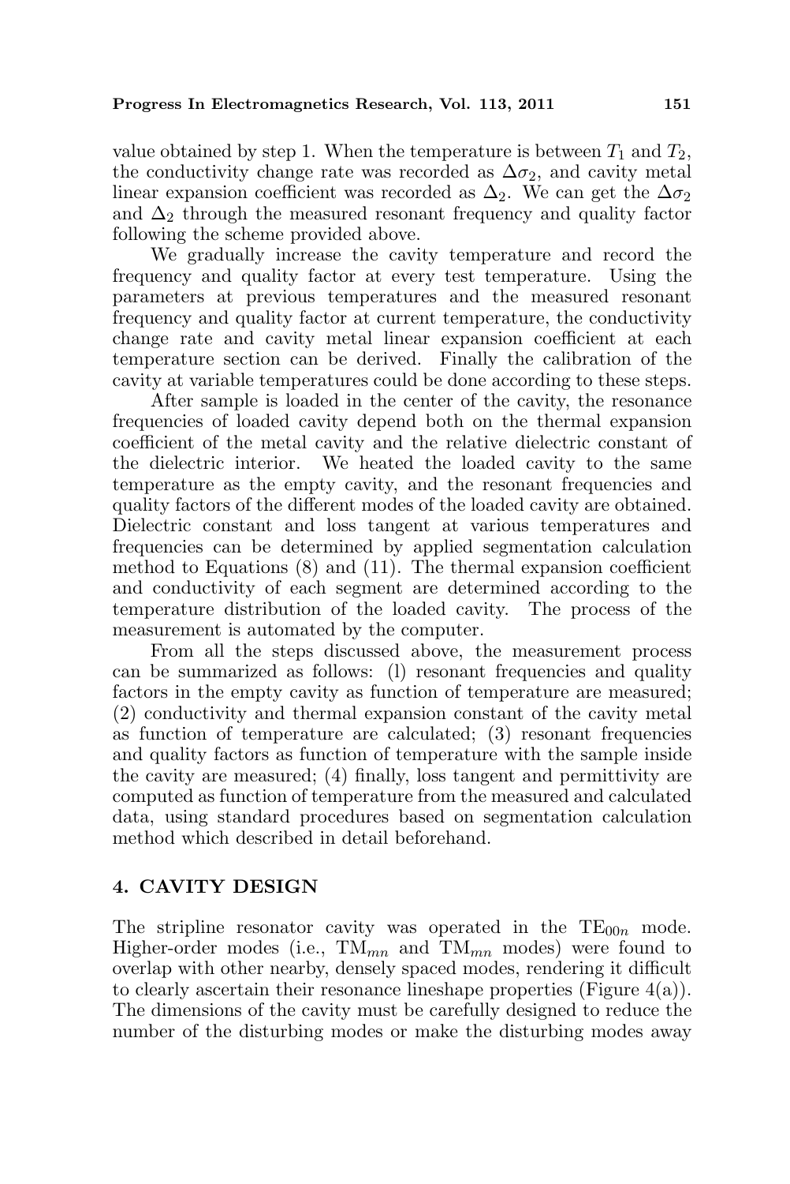value obtained by step 1. When the temperature is between $T_1$ and $T_2$, the conductivity change rate was recorded as $\Delta\sigma_2$, and cavity metal linear expansion coefficient was recorded as $\Delta_2$. We can get the $\Delta\sigma_2$ and $\Delta_2$ through the measured resonant frequency and quality factor following the scheme provided above.

We gradually increase the cavity temperature and record the frequency and quality factor at every test temperature. Using the parameters at previous temperatures and the measured resonant frequency and quality factor at current temperature, the conductivity change rate and cavity metal linear expansion coefficient at each temperature section can be derived. Finally the calibration of the cavity at variable temperatures could be done according to these steps.

After sample is loaded in the center of the cavity, the resonance frequencies of loaded cavity depend both on the thermal expansion coefficient of the metal cavity and the relative dielectric constant of the dielectric interior. We heated the loaded cavity to the same temperature as the empty cavity, and the resonant frequencies and quality factors of the different modes of the loaded cavity are obtained. Dielectric constant and loss tangent at various temperatures and frequencies can be determined by applied segmentation calculation method to Equations (8) and (11). The thermal expansion coefficient and conductivity of each segment are determined according to the temperature distribution of the loaded cavity. The process of the measurement is automated by the computer.

From all the steps discussed above, the measurement process can be summarized as follows: (l) resonant frequencies and quality factors in the empty cavity as function of temperature are measured; (2) conductivity and thermal expansion constant of the cavity metal as function of temperature are calculated; (3) resonant frequencies and quality factors as function of temperature with the sample inside the cavity are measured; (4) finally, loss tangent and permittivity are computed as function of temperature from the measured and calculated data, using standard procedures based on segmentation calculation method which described in detail beforehand.

## 4. CAVITY DESIGN

The stripline resonator cavity was operated in the $TE_{00n}$ mode. Higher-order modes (i.e., $TM_{mn}$ and $TM_{mn}$ modes) were found to overlap with other nearby, densely spaced modes, rendering it difficult to clearly ascertain their resonance lineshape properties (Figure 4(a)). The dimensions of the cavity must be carefully designed to reduce the number of the disturbing modes or make the disturbing modes away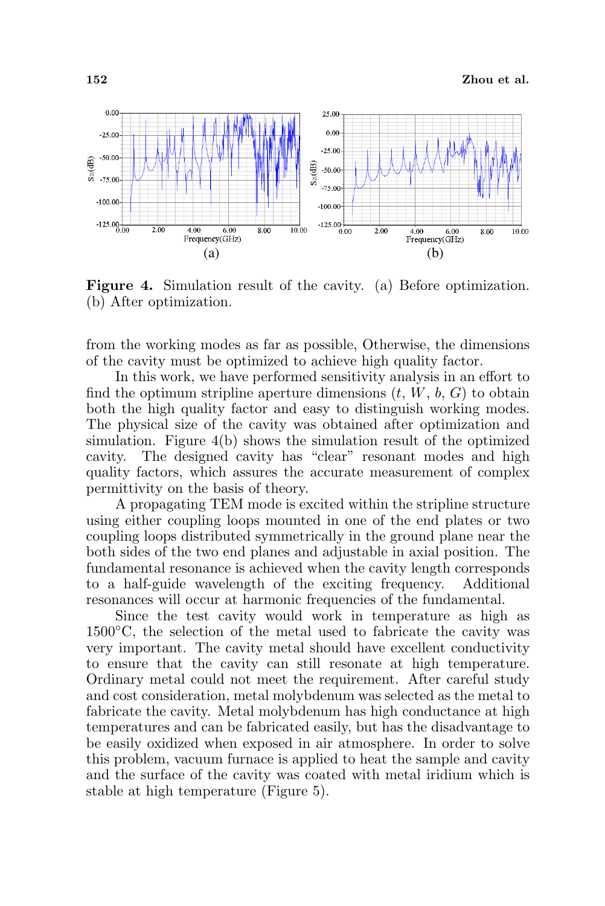**Figure 4.** Simulation result of the cavity. (a) Before optimization. (b) After optimization.

from the working modes as far as possible, Otherwise, the dimensions of the cavity must be optimized to achieve high quality factor.

In this work, we have performed sensitivity analysis in an effort to find the optimum stripline aperture dimensions ($t$, $W$, $b$, $G$) to obtain both the high quality factor and easy to distinguish working modes. The physical size of the cavity was obtained after optimization and simulation. Figure 4(b) shows the simulation result of the optimized cavity. The designed cavity has "clear" resonant modes and high quality factors, which assures the accurate measurement of complex permittivity on the basis of theory.

A propagating TEM mode is excited within the stripline structure using either coupling loops mounted in one of the end plates or two coupling loops distributed symmetrically in the ground plane near the both sides of the two end planes and adjustable in axial position. The fundamental resonance is achieved when the cavity length corresponds to a half-guide wavelength of the exciting frequency. Additional resonances will occur at harmonic frequencies of the fundamental.

Since the test cavity would work in temperature as high as 1500°C, the selection of the metal used to fabricate the cavity was very important. The cavity metal should have excellent conductivity to ensure that the cavity can still resonate at high temperature. Ordinary metal could not meet the requirement. After careful study and cost consideration, metal molybdenum was selected as the metal to fabricate the cavity. Metal molybdenum has high conductance at high temperatures and can be fabricated easily, but has the disadvantage to be easily oxidized when exposed in air atmosphere. In order to solve this problem, vacuum furnace is applied to heat the sample and cavity and the surface of the cavity was coated with metal iridium which is stable at high temperature (Figure 5).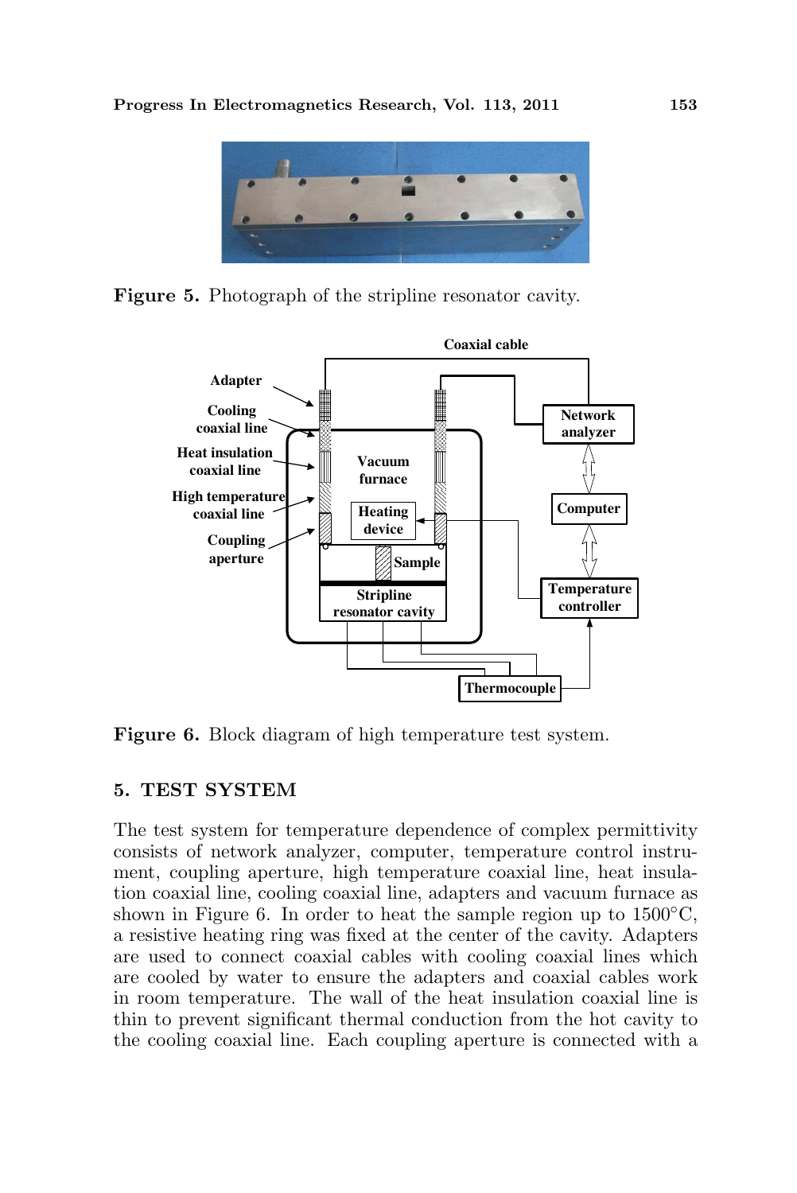Figure 5. Photograph of the stripline resonator cavity.

Figure 6. Block diagram of high temperature test system.

## 5. TEST SYSTEM

The test system for temperature dependence of complex permittivity consists of network analyzer, computer, temperature control instrument, coupling aperture, high temperature coaxial line, heat insulation coaxial line, cooling coaxial line, adapters and vacuum furnace as shown in Figure 6. In order to heat the sample region up to 1500°C, a resistive heating ring was fixed at the center of the cavity. Adapters are used to connect coaxial cables with cooling coaxial lines which are cooled by water to ensure the adapters and coaxial cables work in room temperature. The wall of the heat insulation coaxial line is thin to prevent significant thermal conduction from the hot cavity to the cooling coaxial line. Each coupling aperture is connected with a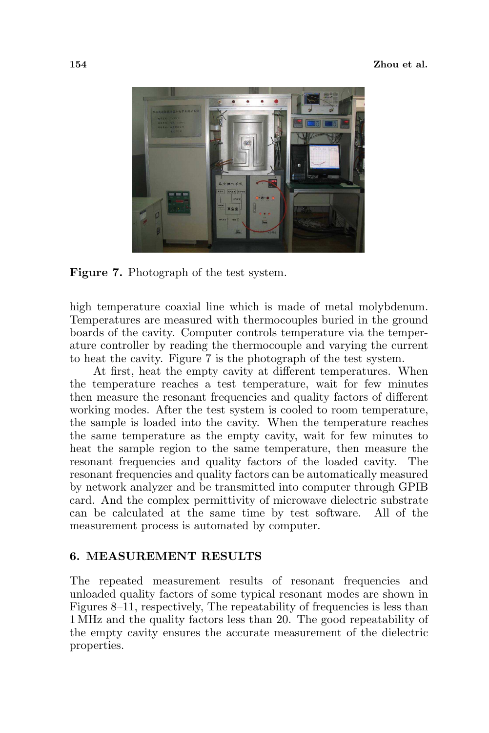Figure 7. Photograph of the test system.

high temperature coaxial line which is made of metal molybdenum. Temperatures are measured with thermocouples buried in the ground boards of the cavity. Computer controls temperature via the temperature controller by reading the thermocouple and varying the current to heat the cavity. Figure 7 is the photograph of the test system.

At first, heat the empty cavity at different temperatures. When the temperature reaches a test temperature, wait for few minutes then measure the resonant frequencies and quality factors of different working modes. After the test system is cooled to room temperature, the sample is loaded into the cavity. When the temperature reaches the same temperature as the empty cavity, wait for few minutes to heat the sample region to the same temperature, then measure the resonant frequencies and quality factors of the loaded cavity. The resonant frequencies and quality factors can be automatically measured by network analyzer and be transmitted into computer through GPIB card. And the complex permittivity of microwave dielectric substrate can be calculated at the same time by test software. All of the measurement process is automated by computer.

## 6. MEASUREMENT RESULTS

The repeated measurement results of resonant frequencies and unloaded quality factors of some typical resonant modes are shown in Figures 8–11, respectively, The repeatability of frequencies is less than 1 MHz and the quality factors less than 20. The good repeatability of the empty cavity ensures the accurate measurement of the dielectric properties.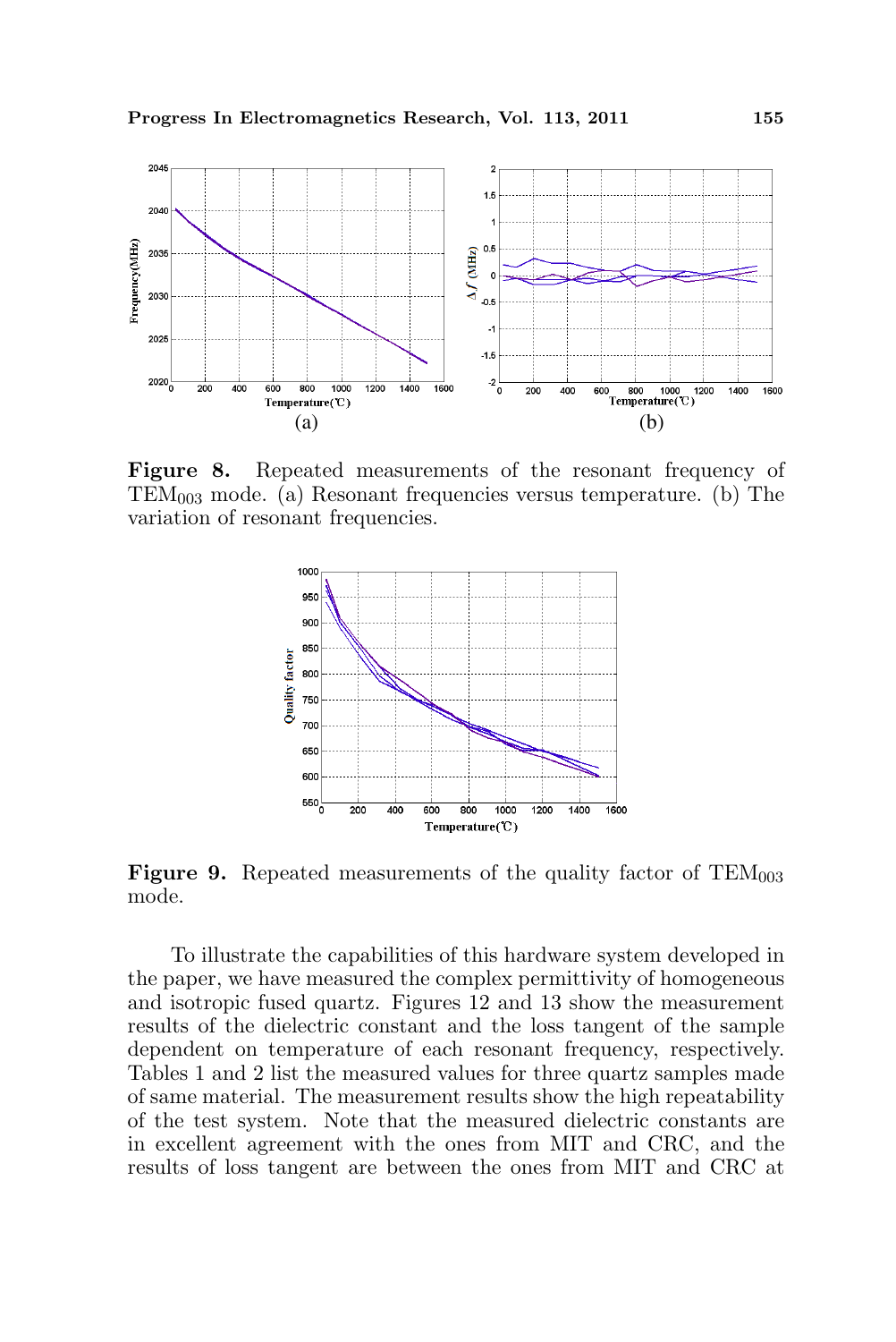**Figure 8.** Repeated measurements of the resonant frequency of $TEM_{003}$ mode. (a) Resonant frequencies versus temperature. (b) The variation of resonant frequencies.

**Figure 9.** Repeated measurements of the quality factor of $TEM_{003}$ mode.

To illustrate the capabilities of this hardware system developed in the paper, we have measured the complex permittivity of homogeneous and isotropic fused quartz. Figures 12 and 13 show the measurement results of the dielectric constant and the loss tangent of the sample dependent on temperature of each resonant frequency, respectively. Tables 1 and 2 list the measured values for three quartz samples made of same material. The measurement results show the high repeatability of the test system. Note that the measured dielectric constants are in excellent agreement with the ones from MIT and CRC, and the results of loss tangent are between the ones from MIT and CRC at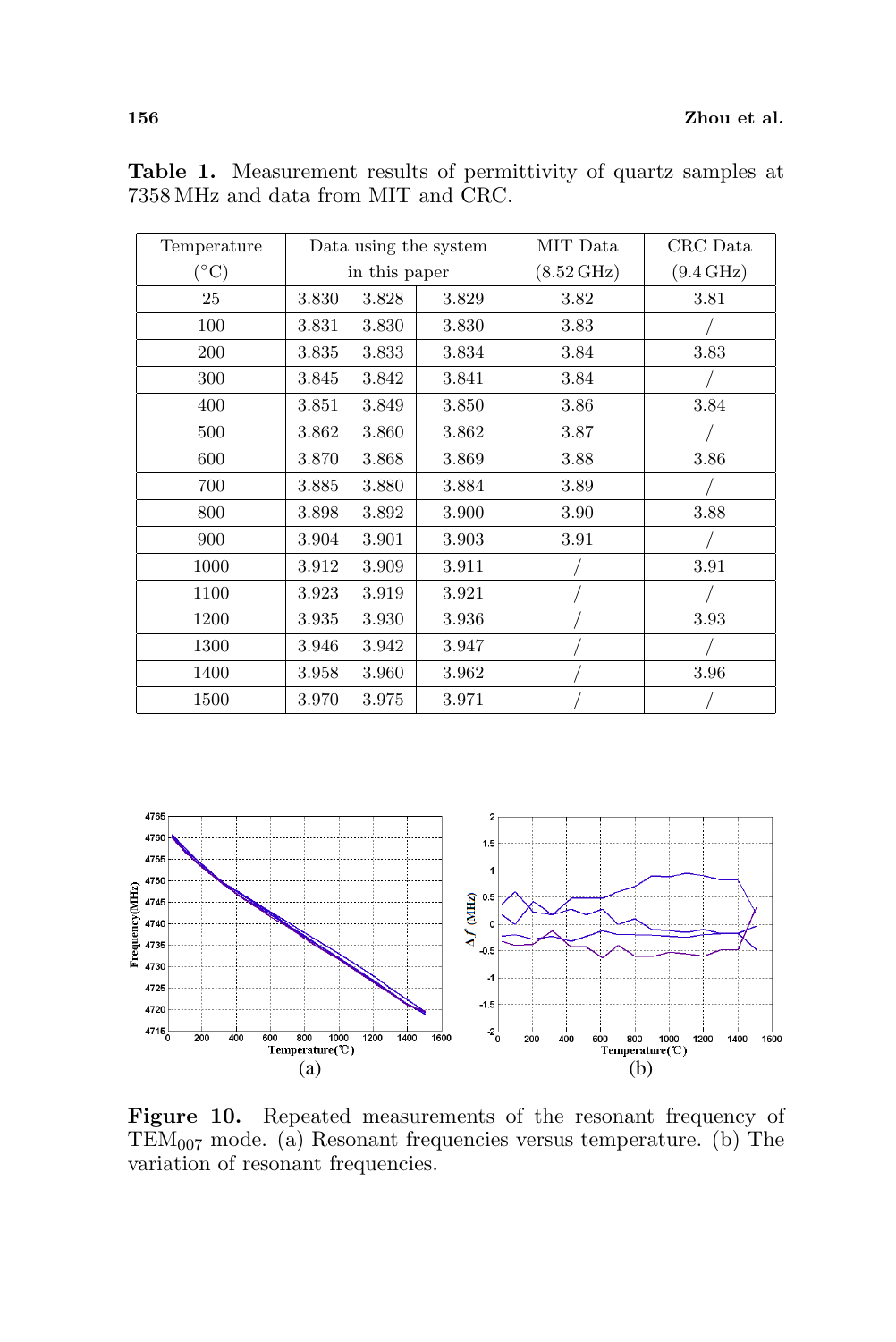**Table 1.** Measurement results of permittivity of quartz samples at 7358 MHz and data from MIT and CRC.

| Temperature (°C) | Data using the system in this paper | | | MIT Data (8.52 GHz) | CRC Data (9.4 GHz) |
|---|---|---|---|---|---|
| 25 | 3.830 | 3.828 | 3.829 | 3.82 | 3.81 |
| 100 | 3.831 | 3.830 | 3.830 | 3.83 | / |
| 200 | 3.835 | 3.833 | 3.834 | 3.84 | 3.83 |
| 300 | 3.845 | 3.842 | 3.841 | 3.84 | / |
| 400 | 3.851 | 3.849 | 3.850 | 3.86 | 3.84 |
| 500 | 3.862 | 3.860 | 3.862 | 3.87 | / |
| 600 | 3.870 | 3.868 | 3.869 | 3.88 | 3.86 |
| 700 | 3.885 | 3.880 | 3.884 | 3.89 | / |
| 800 | 3.898 | 3.892 | 3.900 | 3.90 | 3.88 |
| 900 | 3.904 | 3.901 | 3.903 | 3.91 | / |
| 1000 | 3.912 | 3.909 | 3.911 | / | 3.91 |
| 1100 | 3.923 | 3.919 | 3.921 | / | / |
| 1200 | 3.935 | 3.930 | 3.936 | / | 3.93 |
| 1300 | 3.946 | 3.942 | 3.947 | / | / |
| 1400 | 3.958 | 3.960 | 3.962 | / | 3.96 |
| 1500 | 3.970 | 3.975 | 3.971 | / | / |

**Figure 10.** Repeated measurements of the resonant frequency of $TEM_{007}$ mode. (a) Resonant frequencies versus temperature. (b) The variation of resonant frequencies.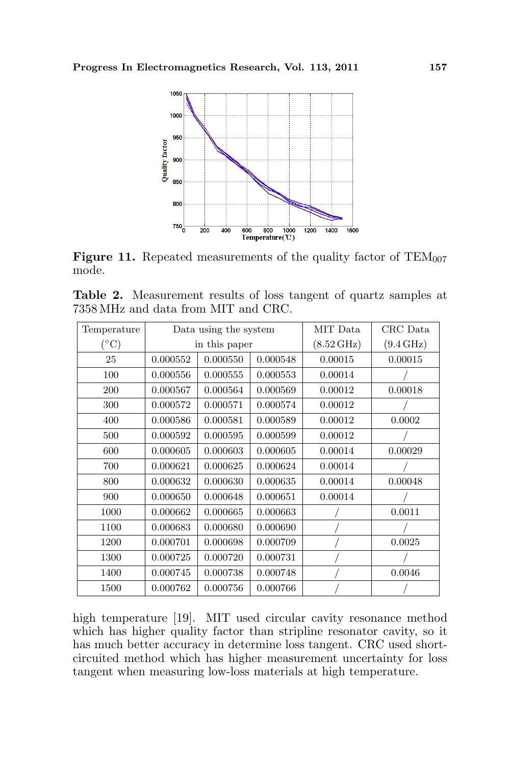**Figure 11.** Repeated measurements of the quality factor of $TEM_{007}$ mode.

**Table 2.** Measurement results of loss tangent of quartz samples at 7358 MHz and data from MIT and CRC.

| Temperature (°C) | Data using the system in this paper | | | MIT Data (8.52 GHz) | CRC Data (9.4 GHz) |
|---|---|---|---|---|---|
| 25 | 0.000552 | 0.000550 | 0.000548 | 0.00015 | 0.00015 |
| 100 | 0.000556 | 0.000555 | 0.000553 | 0.00014 | / |
| 200 | 0.000567 | 0.000564 | 0.000569 | 0.00012 | 0.00018 |
| 300 | 0.000572 | 0.000571 | 0.000574 | 0.00012 | / |
| 400 | 0.000586 | 0.000581 | 0.000589 | 0.00012 | 0.0002 |
| 500 | 0.000592 | 0.000595 | 0.000599 | 0.00012 | / |
| 600 | 0.000605 | 0.000603 | 0.000605 | 0.00014 | 0.00029 |
| 700 | 0.000621 | 0.000625 | 0.000624 | 0.00014 | / |
| 800 | 0.000632 | 0.000630 | 0.000635 | 0.00014 | 0.00048 |
| 900 | 0.000650 | 0.000648 | 0.000651 | 0.00014 | / |
| 1000 | 0.000662 | 0.000665 | 0.000663 | / | 0.0011 |
| 1100 | 0.000683 | 0.000680 | 0.000690 | / | / |
| 1200 | 0.000701 | 0.000698 | 0.000709 | / | 0.0025 |
| 1300 | 0.000725 | 0.000720 | 0.000731 | / | / |
| 1400 | 0.000745 | 0.000738 | 0.000748 | / | 0.0046 |
| 1500 | 0.000762 | 0.000756 | 0.000766 | / | / |

high temperature [19]. MIT used circular cavity resonance method which has higher quality factor than stripline resonator cavity, so it has much better accuracy in determine loss tangent. CRC used short-circuited method which has higher measurement uncertainty for loss tangent when measuring low-loss materials at high temperature.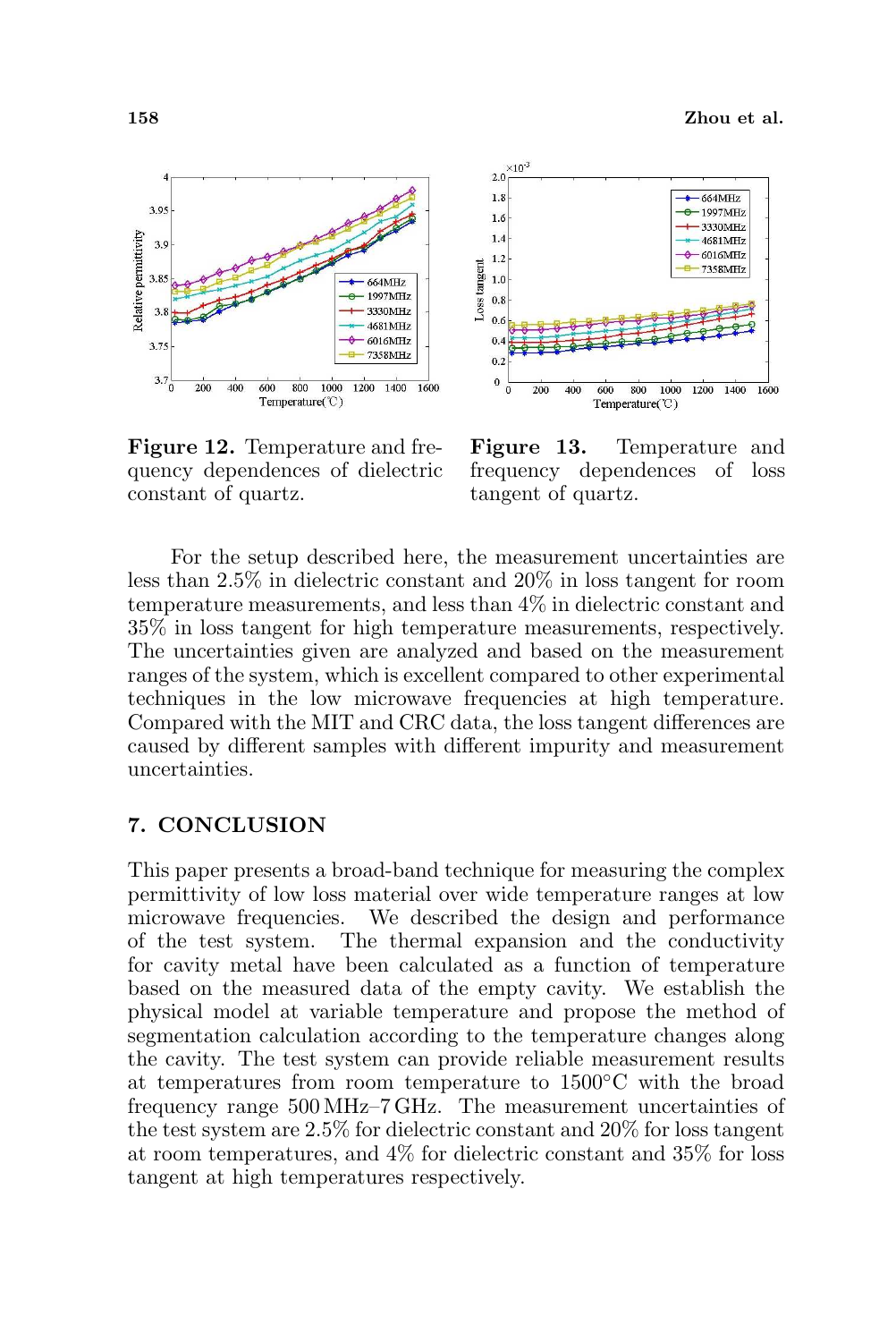**Figure 12.** Temperature and frequency dependences of dielectric constant of quartz.

**Figure 13.** Temperature and frequency dependences of loss tangent of quartz.

For the setup described here, the measurement uncertainties are less than 2.5% in dielectric constant and 20% in loss tangent for room temperature measurements, and less than 4% in dielectric constant and 35% in loss tangent for high temperature measurements, respectively. The uncertainties given are analyzed and based on the measurement ranges of the system, which is excellent compared to other experimental techniques in the low microwave frequencies at high temperature. Compared with the MIT and CRC data, the loss tangent differences are caused by different samples with different impurity and measurement uncertainties.

## 7. CONCLUSION

This paper presents a broad-band technique for measuring the complex permittivity of low loss material over wide temperature ranges at low microwave frequencies. We described the design and performance of the test system. The thermal expansion and the conductivity for cavity metal have been calculated as a function of temperature based on the measured data of the empty cavity. We establish the physical model at variable temperature and propose the method of segmentation calculation according to the temperature changes along the cavity. The test system can provide reliable measurement results at temperatures from room temperature to 1500°C with the broad frequency range 500 MHz–7 GHz. The measurement uncertainties of the test system are 2.5% for dielectric constant and 20% for loss tangent at room temperatures, and 4% for dielectric constant and 35% for loss tangent at high temperatures respectively.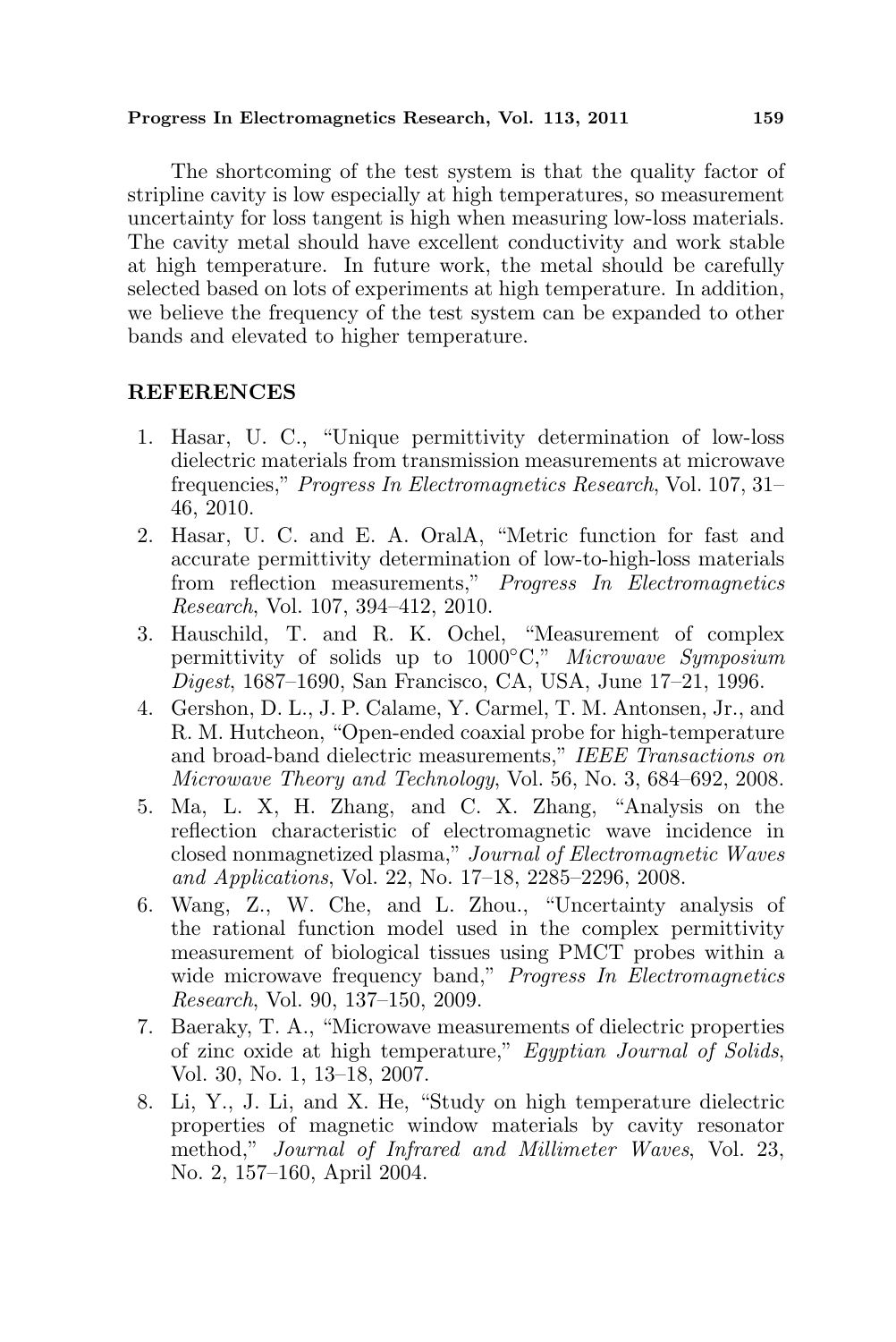The shortcoming of the test system is that the quality factor of stripline cavity is low especially at high temperatures, so measurement uncertainty for loss tangent is high when measuring low-loss materials. The cavity metal should have excellent conductivity and work stable at high temperature. In future work, the metal should be carefully selected based on lots of experiments at high temperature. In addition, we believe the frequency of the test system can be expanded to other bands and elevated to higher temperature.

## REFERENCES

1. Hasar, U. C., "Unique permittivity determination of low-loss dielectric materials from transmission measurements at microwave frequencies," *Progress In Electromagnetics Research*, Vol. 107, 31–46, 2010.
2. Hasar, U. C. and E. A. OralA, "Metric function for fast and accurate permittivity determination of low-to-high-loss materials from reflection measurements," *Progress In Electromagnetics Research*, Vol. 107, 394–412, 2010.
3. Hauschild, T. and R. K. Ochel, "Measurement of complex permittivity of solids up to 1000°C," *Microwave Symposium Digest*, 1687–1690, San Francisco, CA, USA, June 17–21, 1996.
4. Gershon, D. L., J. P. Calame, Y. Carmel, T. M. Antonsen, Jr., and R. M. Hutcheon, "Open-ended coaxial probe for high-temperature and broad-band dielectric measurements," *IEEE Transactions on Microwave Theory and Technology*, Vol. 56, No. 3, 684–692, 2008.
5. Ma, L. X, H. Zhang, and C. X. Zhang, "Analysis on the reflection characteristic of electromagnetic wave incidence in closed nonmagnetized plasma," *Journal of Electromagnetic Waves and Applications*, Vol. 22, No. 17–18, 2285–2296, 2008.
6. Wang, Z., W. Che, and L. Zhou., "Uncertainty analysis of the rational function model used in the complex permittivity measurement of biological tissues using PMCT probes within a wide microwave frequency band," *Progress In Electromagnetics Research*, Vol. 90, 137–150, 2009.
7. Baeraky, T. A., "Microwave measurements of dielectric properties of zinc oxide at high temperature," *Egyptian Journal of Solids*, Vol. 30, No. 1, 13–18, 2007.
8. Li, Y., J. Li, and X. He, "Study on high temperature dielectric properties of magnetic window materials by cavity resonator method," *Journal of Infrared and Millimeter Waves*, Vol. 23, No. 2, 157–160, April 2004.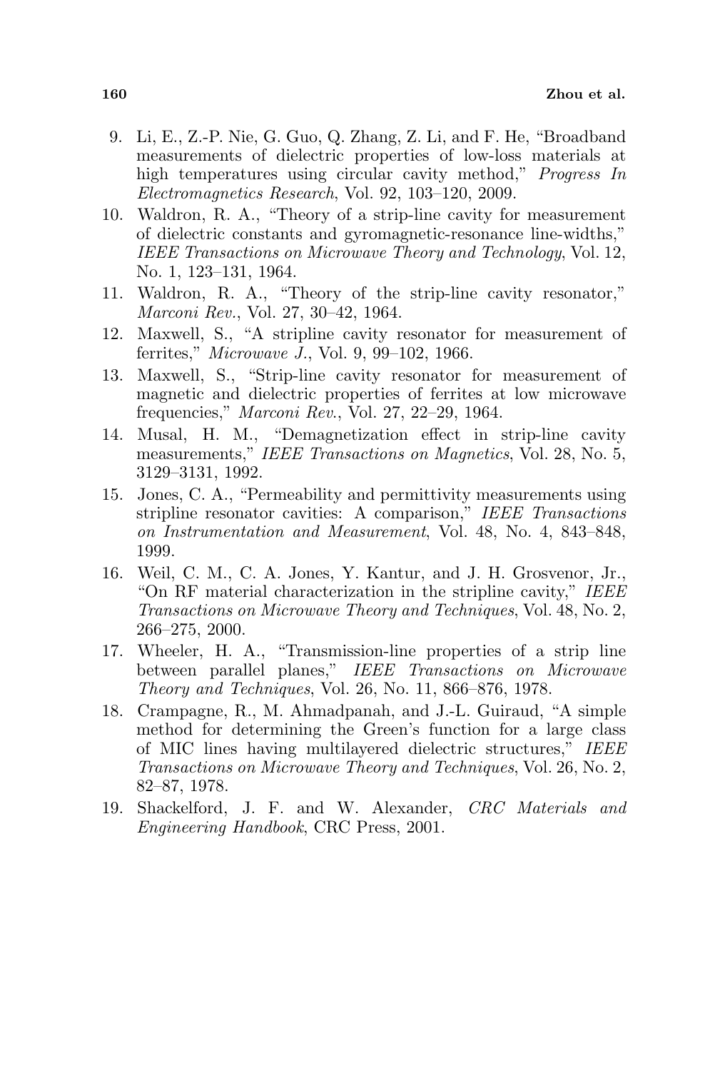9. Li, E., Z.-P. Nie, G. Guo, Q. Zhang, Z. Li, and F. He, "Broadband measurements of dielectric properties of low-loss materials at high temperatures using circular cavity method," *Progress In Electromagnetics Research*, Vol. 92, 103–120, 2009.
10. Waldron, R. A., "Theory of a strip-line cavity for measurement of dielectric constants and gyromagnetic-resonance line-widths," *IEEE Transactions on Microwave Theory and Technology*, Vol. 12, No. 1, 123–131, 1964.
11. Waldron, R. A., "Theory of the strip-line cavity resonator," *Marconi Rev.*, Vol. 27, 30–42, 1964.
12. Maxwell, S., "A stripline cavity resonator for measurement of ferrites," *Microwave J.*, Vol. 9, 99–102, 1966.
13. Maxwell, S., "Strip-line cavity resonator for measurement of magnetic and dielectric properties of ferrites at low microwave frequencies," *Marconi Rev.*, Vol. 27, 22–29, 1964.
14. Musal, H. M., "Demagnetization effect in strip-line cavity measurements," *IEEE Transactions on Magnetics*, Vol. 28, No. 5, 3129–3131, 1992.
15. Jones, C. A., "Permeability and permittivity measurements using stripline resonator cavities: A comparison," *IEEE Transactions on Instrumentation and Measurement*, Vol. 48, No. 4, 843–848, 1999.
16. Weil, C. M., C. A. Jones, Y. Kantur, and J. H. Grosvenor, Jr., "On RF material characterization in the stripline cavity," *IEEE Transactions on Microwave Theory and Techniques*, Vol. 48, No. 2, 266–275, 2000.
17. Wheeler, H. A., "Transmission-line properties of a strip line between parallel planes," *IEEE Transactions on Microwave Theory and Techniques*, Vol. 26, No. 11, 866–876, 1978.
18. Crampagne, R., M. Ahmadpanah, and J.-L. Guiraud, "A simple method for determining the Green's function for a large class of MIC lines having multilayered dielectric structures," *IEEE Transactions on Microwave Theory and Techniques*, Vol. 26, No. 2, 82–87, 1978.
19. Shackelford, J. F. and W. Alexander, *CRC Materials and Engineering Handbook*, CRC Press, 2001.